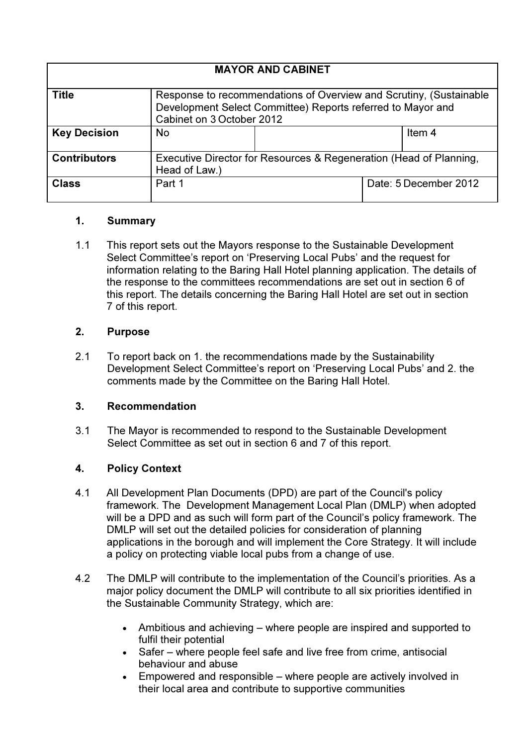| MAYOR AND CABINET | | | |
|---|---|---|---|
| **Title** | Response to recommendations of Overview and Scrutiny, (Sustainable Development Select Committee) Reports referred to Mayor and Cabinet on 3 October 2012 | | |
| **Key Decision** | No | | Item 4 |
| **Contributors** | Executive Director for Resources & Regeneration (Head of Planning, Head of Law.) | | |
| **Class** | Part 1 | | Date: 5 December 2012 |

## 1. Summary

1.1 This report sets out the Mayors response to the Sustainable Development Select Committee's report on 'Preserving Local Pubs' and the request for information relating to the Baring Hall Hotel planning application. The details of the response to the committees recommendations are set out in section 6 of this report. The details concerning the Baring Hall Hotel are set out in section 7 of this report.

## 2. Purpose

2.1 To report back on 1. the recommendations made by the Sustainability Development Select Committee's report on 'Preserving Local Pubs' and 2. the comments made by the Committee on the Baring Hall Hotel.

## 3. Recommendation

3.1 The Mayor is recommended to respond to the Sustainable Development Select Committee as set out in section 6 and 7 of this report.

## 4. Policy Context

4.1 All Development Plan Documents (DPD) are part of the Council's policy framework. The Development Management Local Plan (DMLP) when adopted will be a DPD and as such will form part of the Council's policy framework. The DMLP will set out the detailed policies for consideration of planning applications in the borough and will implement the Core Strategy. It will include a policy on protecting viable local pubs from a change of use.

4.2 The DMLP will contribute to the implementation of the Council's priorities. As a major policy document the DMLP will contribute to all six priorities identified in the Sustainable Community Strategy, which are:

- Ambitious and achieving – where people are inspired and supported to fulfil their potential
- Safer – where people feel safe and live free from crime, antisocial behaviour and abuse
- Empowered and responsible – where people are actively involved in their local area and contribute to supportive communities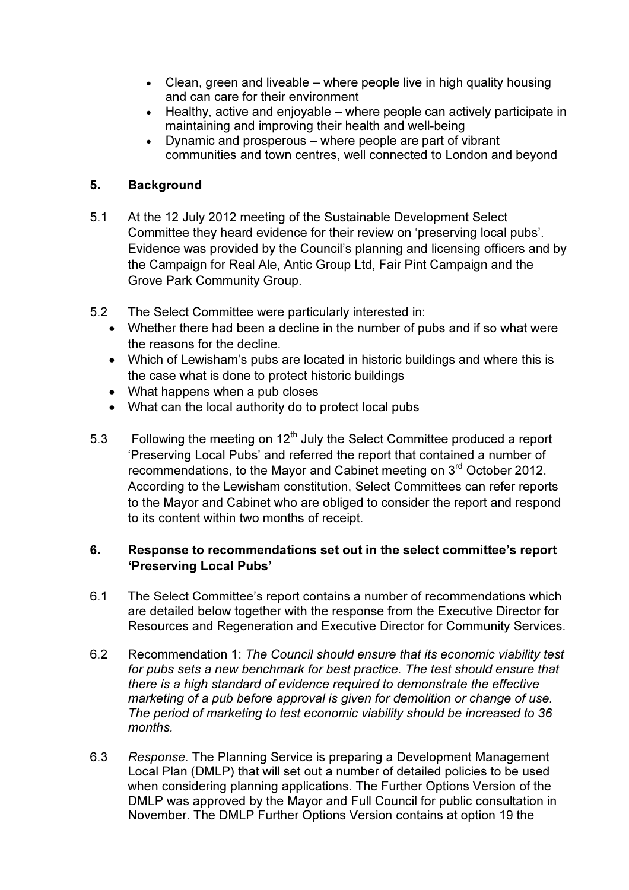- Clean, green and liveable – where people live in high quality housing and can care for their environment
- Healthy, active and enjoyable – where people can actively participate in maintaining and improving their health and well-being
- Dynamic and prosperous – where people are part of vibrant communities and town centres, well connected to London and beyond

## 5. Background

5.1 At the 12 July 2012 meeting of the Sustainable Development Select Committee they heard evidence for their review on 'preserving local pubs'. Evidence was provided by the Council's planning and licensing officers and by the Campaign for Real Ale, Antic Group Ltd, Fair Pint Campaign and the Grove Park Community Group.

5.2 The Select Committee were particularly interested in:

- Whether there had been a decline in the number of pubs and if so what were the reasons for the decline.
- Which of Lewisham's pubs are located in historic buildings and where this is the case what is done to protect historic buildings
- What happens when a pub closes
- What can the local authority do to protect local pubs

5.3 Following the meeting on 12th July the Select Committee produced a report 'Preserving Local Pubs' and referred the report that contained a number of recommendations, to the Mayor and Cabinet meeting on 3rd October 2012. According to the Lewisham constitution, Select Committees can refer reports to the Mayor and Cabinet who are obliged to consider the report and respond to its content within two months of receipt.

## 6. Response to recommendations set out in the select committee's report 'Preserving Local Pubs'

6.1 The Select Committee's report contains a number of recommendations which are detailed below together with the response from the Executive Director for Resources and Regeneration and Executive Director for Community Services.

6.2 Recommendation 1: *The Council should ensure that its economic viability test for pubs sets a new benchmark for best practice. The test should ensure that there is a high standard of evidence required to demonstrate the effective marketing of a pub before approval is given for demolition or change of use. The period of marketing to test economic viability should be increased to 36 months.*

6.3 *Response*. The Planning Service is preparing a Development Management Local Plan (DMLP) that will set out a number of detailed policies to be used when considering planning applications. The Further Options Version of the DMLP was approved by the Mayor and Full Council for public consultation in November. The DMLP Further Options Version contains at option 19 the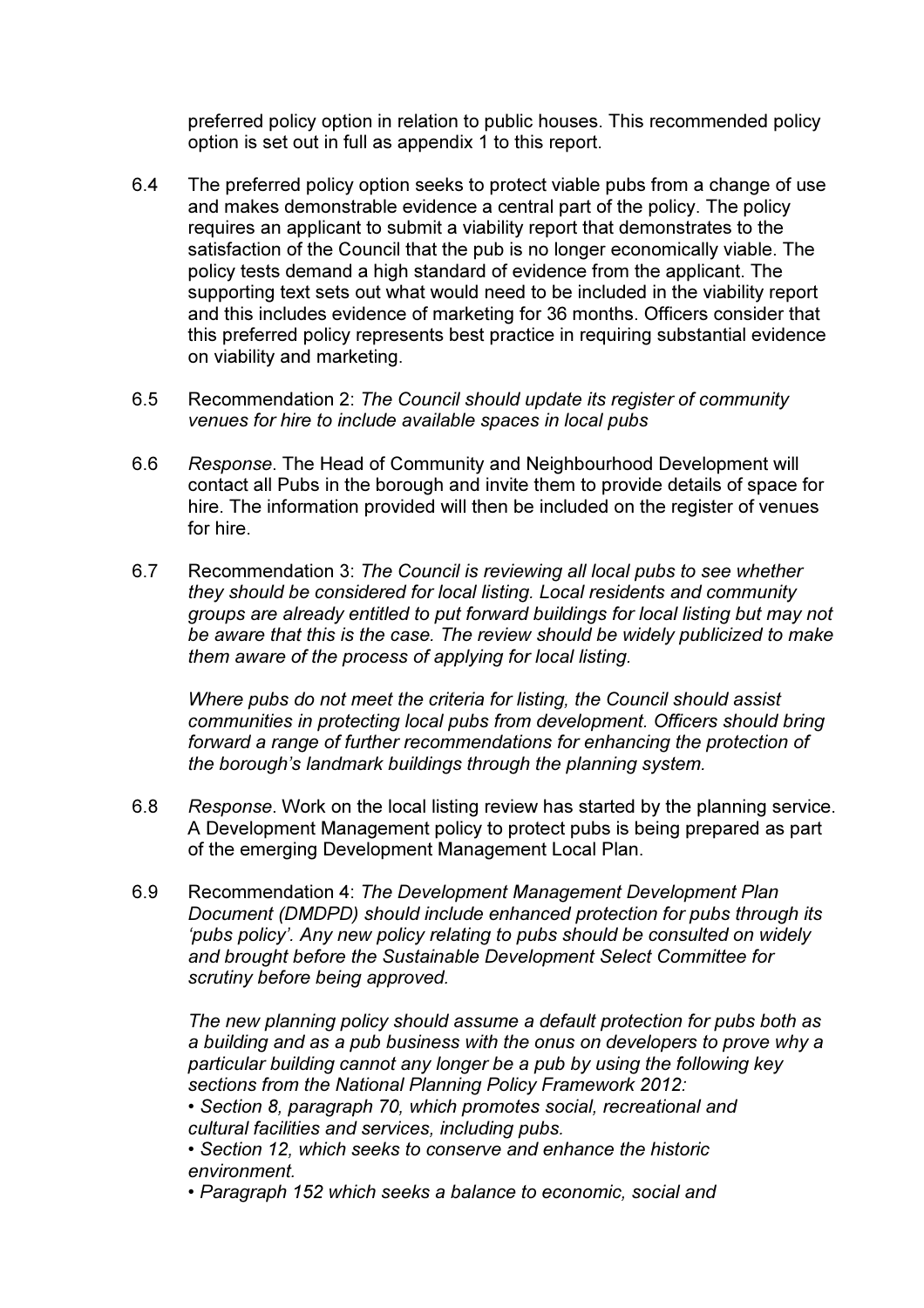preferred policy option in relation to public houses. This recommended policy option is set out in full as appendix 1 to this report.

6.4 The preferred policy option seeks to protect viable pubs from a change of use and makes demonstrable evidence a central part of the policy. The policy requires an applicant to submit a viability report that demonstrates to the satisfaction of the Council that the pub is no longer economically viable. The policy tests demand a high standard of evidence from the applicant. The supporting text sets out what would need to be included in the viability report and this includes evidence of marketing for 36 months. Officers consider that this preferred policy represents best practice in requiring substantial evidence on viability and marketing.

6.5 Recommendation 2: *The Council should update its register of community venues for hire to include available spaces in local pubs*

6.6 *Response*. The Head of Community and Neighbourhood Development will contact all Pubs in the borough and invite them to provide details of space for hire. The information provided will then be included on the register of venues for hire.

6.7 Recommendation 3: *The Council is reviewing all local pubs to see whether they should be considered for local listing. Local residents and community groups are already entitled to put forward buildings for local listing but may not be aware that this is the case. The review should be widely publicized to make them aware of the process of applying for local listing.*

*Where pubs do not meet the criteria for listing, the Council should assist communities in protecting local pubs from development. Officers should bring forward a range of further recommendations for enhancing the protection of the borough's landmark buildings through the planning system.*

6.8 *Response*. Work on the local listing review has started by the planning service. A Development Management policy to protect pubs is being prepared as part of the emerging Development Management Local Plan.

6.9 Recommendation 4: *The Development Management Development Plan Document (DMDPD) should include enhanced protection for pubs through its 'pubs policy'. Any new policy relating to pubs should be consulted on widely and brought before the Sustainable Development Select Committee for scrutiny before being approved.*

*The new planning policy should assume a default protection for pubs both as a building and as a pub business with the onus on developers to prove why a particular building cannot any longer be a pub by using the following key sections from the National Planning Policy Framework 2012:*

- *Section 8, paragraph 70, which promotes social, recreational and cultural facilities and services, including pubs.*
- *Section 12, which seeks to conserve and enhance the historic environment.*
- *Paragraph 152 which seeks a balance to economic, social and*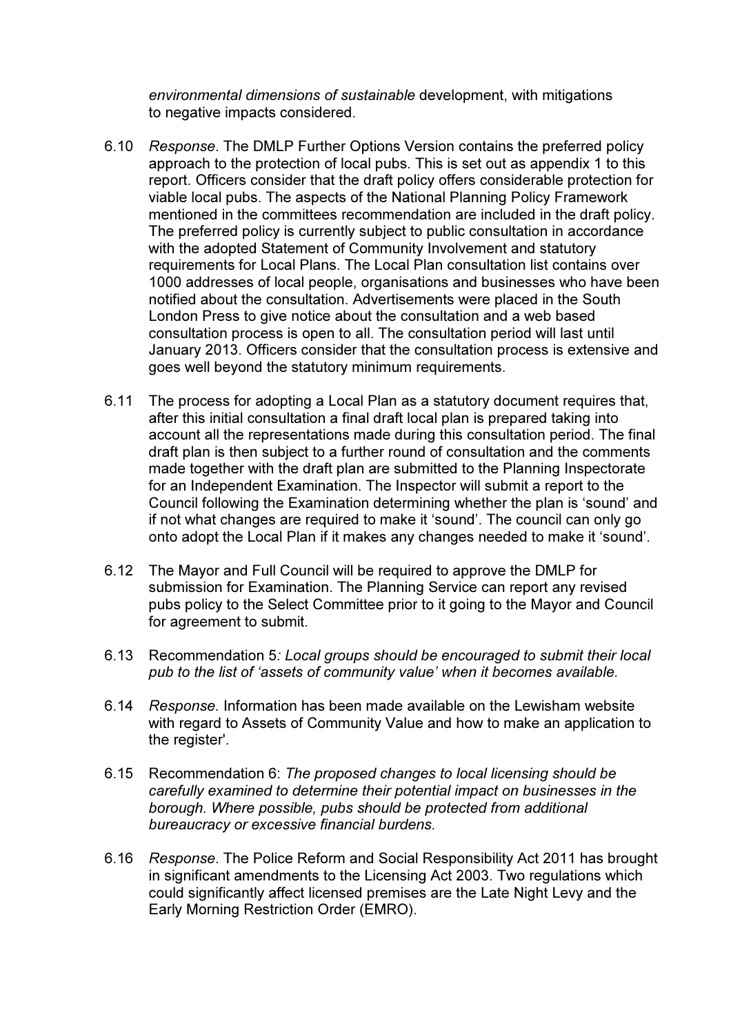*environmental dimensions of sustainable* development, with mitigations to negative impacts considered.

6.10 *Response*. The DMLP Further Options Version contains the preferred policy approach to the protection of local pubs. This is set out as appendix 1 to this report. Officers consider that the draft policy offers considerable protection for viable local pubs. The aspects of the National Planning Policy Framework mentioned in the committees recommendation are included in the draft policy. The preferred policy is currently subject to public consultation in accordance with the adopted Statement of Community Involvement and statutory requirements for Local Plans. The Local Plan consultation list contains over 1000 addresses of local people, organisations and businesses who have been notified about the consultation. Advertisements were placed in the South London Press to give notice about the consultation and a web based consultation process is open to all. The consultation period will last until January 2013. Officers consider that the consultation process is extensive and goes well beyond the statutory minimum requirements.

6.11 The process for adopting a Local Plan as a statutory document requires that, after this initial consultation a final draft local plan is prepared taking into account all the representations made during this consultation period. The final draft plan is then subject to a further round of consultation and the comments made together with the draft plan are submitted to the Planning Inspectorate for an Independent Examination. The Inspector will submit a report to the Council following the Examination determining whether the plan is 'sound' and if not what changes are required to make it 'sound'. The council can only go onto adopt the Local Plan if it makes any changes needed to make it 'sound'.

6.12 The Mayor and Full Council will be required to approve the DMLP for submission for Examination. The Planning Service can report any revised pubs policy to the Select Committee prior to it going to the Mayor and Council for agreement to submit.

6.13 Recommendation 5*: Local groups should be encouraged to submit their local pub to the list of 'assets of community value' when it becomes available.*

6.14 *Response*. Information has been made available on the Lewisham website with regard to Assets of Community Value and how to make an application to the register'.

6.15 Recommendation 6: *The proposed changes to local licensing should be carefully examined to determine their potential impact on businesses in the borough. Where possible, pubs should be protected from additional bureaucracy or excessive financial burdens.*

6.16 *Response*. The Police Reform and Social Responsibility Act 2011 has brought in significant amendments to the Licensing Act 2003. Two regulations which could significantly affect licensed premises are the Late Night Levy and the Early Morning Restriction Order (EMRO).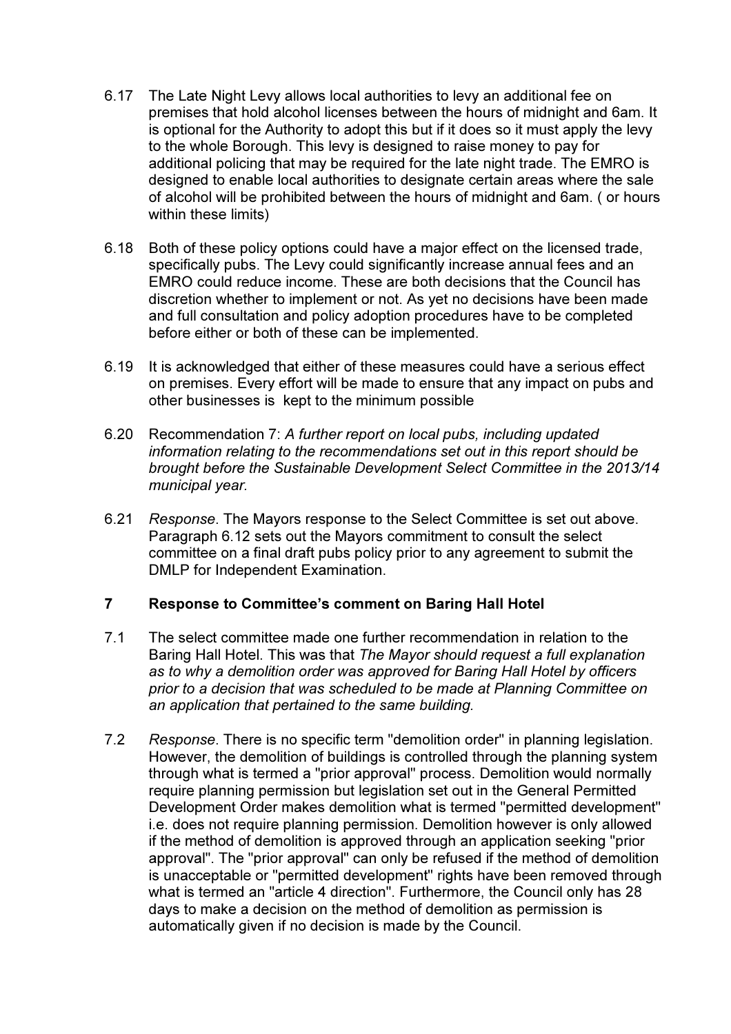6.17 The Late Night Levy allows local authorities to levy an additional fee on premises that hold alcohol licenses between the hours of midnight and 6am. It is optional for the Authority to adopt this but if it does so it must apply the levy to the whole Borough. This levy is designed to raise money to pay for additional policing that may be required for the late night trade. The EMRO is designed to enable local authorities to designate certain areas where the sale of alcohol will be prohibited between the hours of midnight and 6am. ( or hours within these limits)

6.18 Both of these policy options could have a major effect on the licensed trade, specifically pubs. The Levy could significantly increase annual fees and an EMRO could reduce income. These are both decisions that the Council has discretion whether to implement or not. As yet no decisions have been made and full consultation and policy adoption procedures have to be completed before either or both of these can be implemented.

6.19 It is acknowledged that either of these measures could have a serious effect on premises. Every effort will be made to ensure that any impact on pubs and other businesses is kept to the minimum possible

6.20 Recommendation 7: *A further report on local pubs, including updated information relating to the recommendations set out in this report should be brought before the Sustainable Development Select Committee in the 2013/14 municipal year.*

6.21 *Response*. The Mayors response to the Select Committee is set out above. Paragraph 6.12 sets out the Mayors commitment to consult the select committee on a final draft pubs policy prior to any agreement to submit the DMLP for Independent Examination.

## 7 Response to Committee's comment on Baring Hall Hotel

7.1 The select committee made one further recommendation in relation to the Baring Hall Hotel. This was that *The Mayor should request a full explanation as to why a demolition order was approved for Baring Hall Hotel by officers prior to a decision that was scheduled to be made at Planning Committee on an application that pertained to the same building.*

7.2 *Response*. There is no specific term "demolition order" in planning legislation. However, the demolition of buildings is controlled through the planning system through what is termed a "prior approval" process. Demolition would normally require planning permission but legislation set out in the General Permitted Development Order makes demolition what is termed "permitted development" i.e. does not require planning permission. Demolition however is only allowed if the method of demolition is approved through an application seeking "prior approval". The "prior approval" can only be refused if the method of demolition is unacceptable or "permitted development" rights have been removed through what is termed an "article 4 direction". Furthermore, the Council only has 28 days to make a decision on the method of demolition as permission is automatically given if no decision is made by the Council.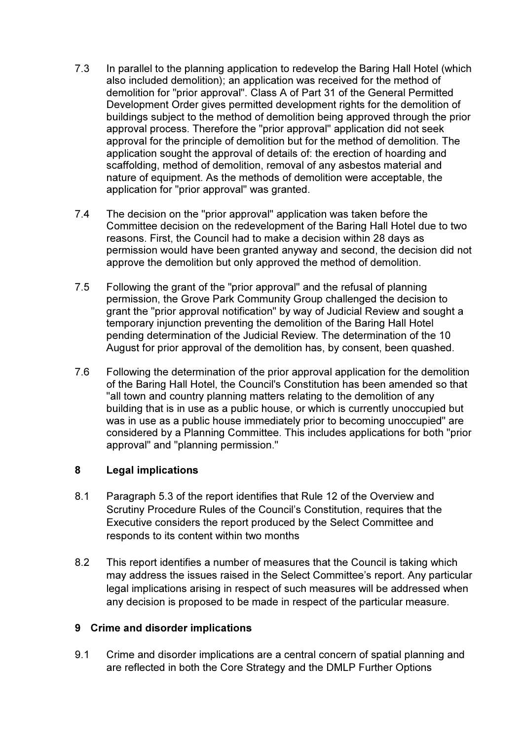7.3 In parallel to the planning application to redevelop the Baring Hall Hotel (which also included demolition); an application was received for the method of demolition for "prior approval". Class A of Part 31 of the General Permitted Development Order gives permitted development rights for the demolition of buildings subject to the method of demolition being approved through the prior approval process. Therefore the "prior approval" application did not seek approval for the principle of demolition but for the method of demolition. The application sought the approval of details of: the erection of hoarding and scaffolding, method of demolition, removal of any asbestos material and nature of equipment. As the methods of demolition were acceptable, the application for "prior approval" was granted.

7.4 The decision on the "prior approval" application was taken before the Committee decision on the redevelopment of the Baring Hall Hotel due to two reasons. First, the Council had to make a decision within 28 days as permission would have been granted anyway and second, the decision did not approve the demolition but only approved the method of demolition.

7.5 Following the grant of the "prior approval" and the refusal of planning permission, the Grove Park Community Group challenged the decision to grant the "prior approval notification" by way of Judicial Review and sought a temporary injunction preventing the demolition of the Baring Hall Hotel pending determination of the Judicial Review. The determination of the 10 August for prior approval of the demolition has, by consent, been quashed.

7.6 Following the determination of the prior approval application for the demolition of the Baring Hall Hotel, the Council's Constitution has been amended so that "all town and country planning matters relating to the demolition of any building that is in use as a public house, or which is currently unoccupied but was in use as a public house immediately prior to becoming unoccupied" are considered by a Planning Committee. This includes applications for both "prior approval" and "planning permission."

## 8 Legal implications

8.1 Paragraph 5.3 of the report identifies that Rule 12 of the Overview and Scrutiny Procedure Rules of the Council's Constitution, requires that the Executive considers the report produced by the Select Committee and responds to its content within two months

8.2 This report identifies a number of measures that the Council is taking which may address the issues raised in the Select Committee's report. Any particular legal implications arising in respect of such measures will be addressed when any decision is proposed to be made in respect of the particular measure.

## 9 Crime and disorder implications

9.1 Crime and disorder implications are a central concern of spatial planning and are reflected in both the Core Strategy and the DMLP Further Options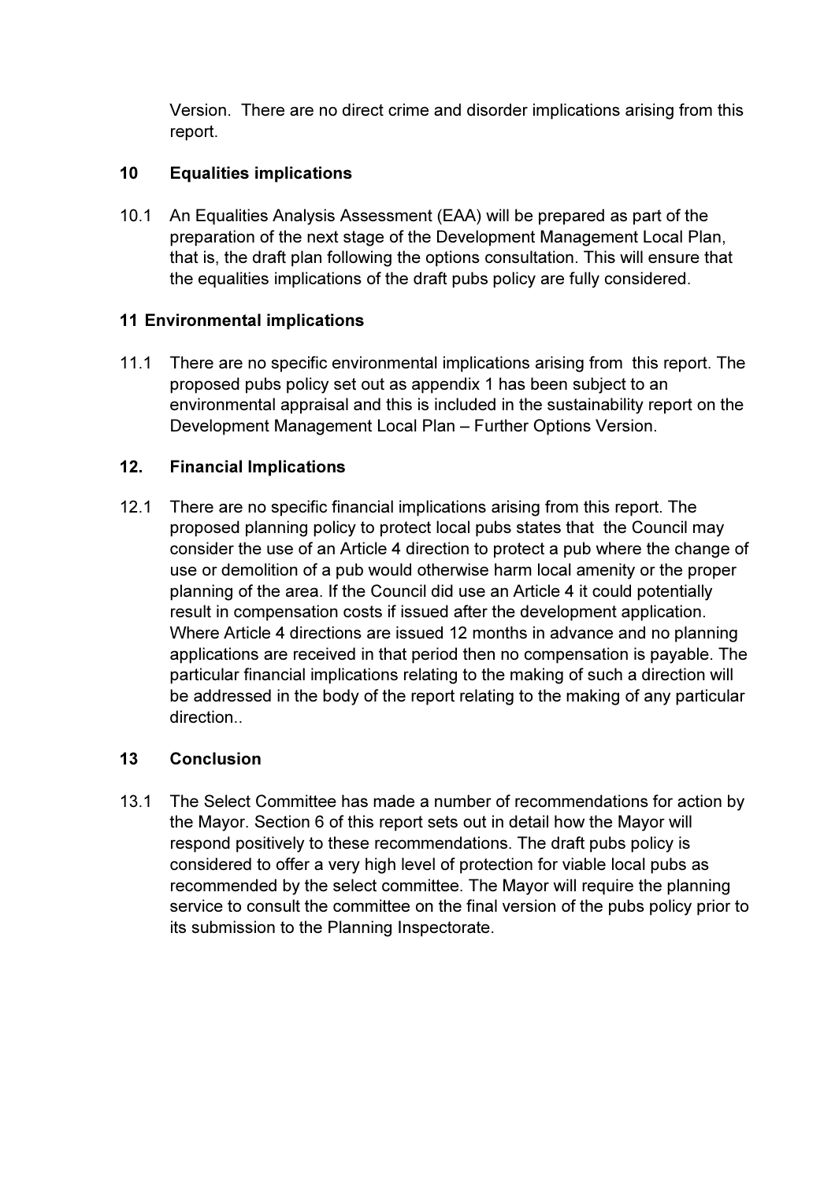Version. There are no direct crime and disorder implications arising from this report.

## 10 Equalities implications

10.1 An Equalities Analysis Assessment (EAA) will be prepared as part of the preparation of the next stage of the Development Management Local Plan, that is, the draft plan following the options consultation. This will ensure that the equalities implications of the draft pubs policy are fully considered.

## 11 Environmental implications

11.1 There are no specific environmental implications arising from this report. The proposed pubs policy set out as appendix 1 has been subject to an environmental appraisal and this is included in the sustainability report on the Development Management Local Plan – Further Options Version.

## 12. Financial Implications

12.1 There are no specific financial implications arising from this report. The proposed planning policy to protect local pubs states that the Council may consider the use of an Article 4 direction to protect a pub where the change of use or demolition of a pub would otherwise harm local amenity or the proper planning of the area. If the Council did use an Article 4 it could potentially result in compensation costs if issued after the development application. Where Article 4 directions are issued 12 months in advance and no planning applications are received in that period then no compensation is payable. The particular financial implications relating to the making of such a direction will be addressed in the body of the report relating to the making of any particular direction..

## 13 Conclusion

13.1 The Select Committee has made a number of recommendations for action by the Mayor. Section 6 of this report sets out in detail how the Mayor will respond positively to these recommendations. The draft pubs policy is considered to offer a very high level of protection for viable local pubs as recommended by the select committee. The Mayor will require the planning service to consult the committee on the final version of the pubs policy prior to its submission to the Planning Inspectorate.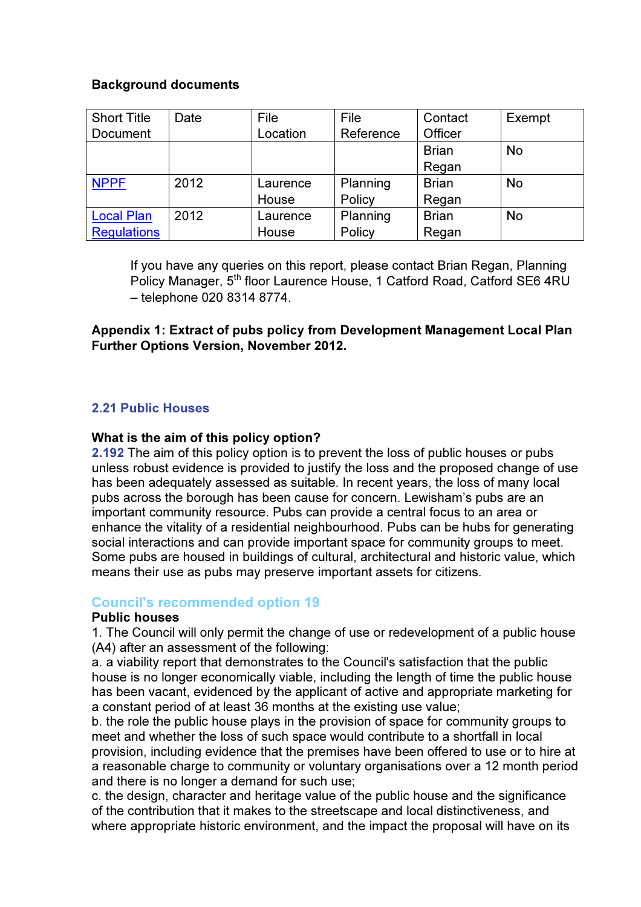**Background documents**

| Short Title Document | Date | File Location | File Reference | Contact Officer | Exempt |
|---|---|---|---|---|---|
| | | | | Brian Regan | No |
| NPPF | 2012 | Laurence House | Planning Policy | Brian Regan | No |
| Local Plan Regulations | 2012 | Laurence House | Planning Policy | Brian Regan | No |

If you have any queries on this report, please contact Brian Regan, Planning Policy Manager, 5th floor Laurence House, 1 Catford Road, Catford SE6 4RU – telephone 020 8314 8774.

**Appendix 1: Extract of pubs policy from Development Management Local Plan Further Options Version, November 2012.**

## 2.21 Public Houses

**What is the aim of this policy option?**

**2.192** The aim of this policy option is to prevent the loss of public houses or pubs unless robust evidence is provided to justify the loss and the proposed change of use has been adequately assessed as suitable. In recent years, the loss of many local pubs across the borough has been cause for concern. Lewisham's pubs are an important community resource. Pubs can provide a central focus to an area or enhance the vitality of a residential neighbourhood. Pubs can be hubs for generating social interactions and can provide important space for community groups to meet. Some pubs are housed in buildings of cultural, architectural and historic value, which means their use as pubs may preserve important assets for citizens.

### Council's recommended option 19

**Public houses**

1. The Council will only permit the change of use or redevelopment of a public house (A4) after an assessment of the following:

a. a viability report that demonstrates to the Council's satisfaction that the public house is no longer economically viable, including the length of time the public house has been vacant, evidenced by the applicant of active and appropriate marketing for a constant period of at least 36 months at the existing use value;

b. the role the public house plays in the provision of space for community groups to meet and whether the loss of such space would contribute to a shortfall in local provision, including evidence that the premises have been offered to use or to hire at a reasonable charge to community or voluntary organisations over a 12 month period and there is no longer a demand for such use;

c. the design, character and heritage value of the public house and the significance of the contribution that it makes to the streetscape and local distinctiveness, and where appropriate historic environment, and the impact the proposal will have on its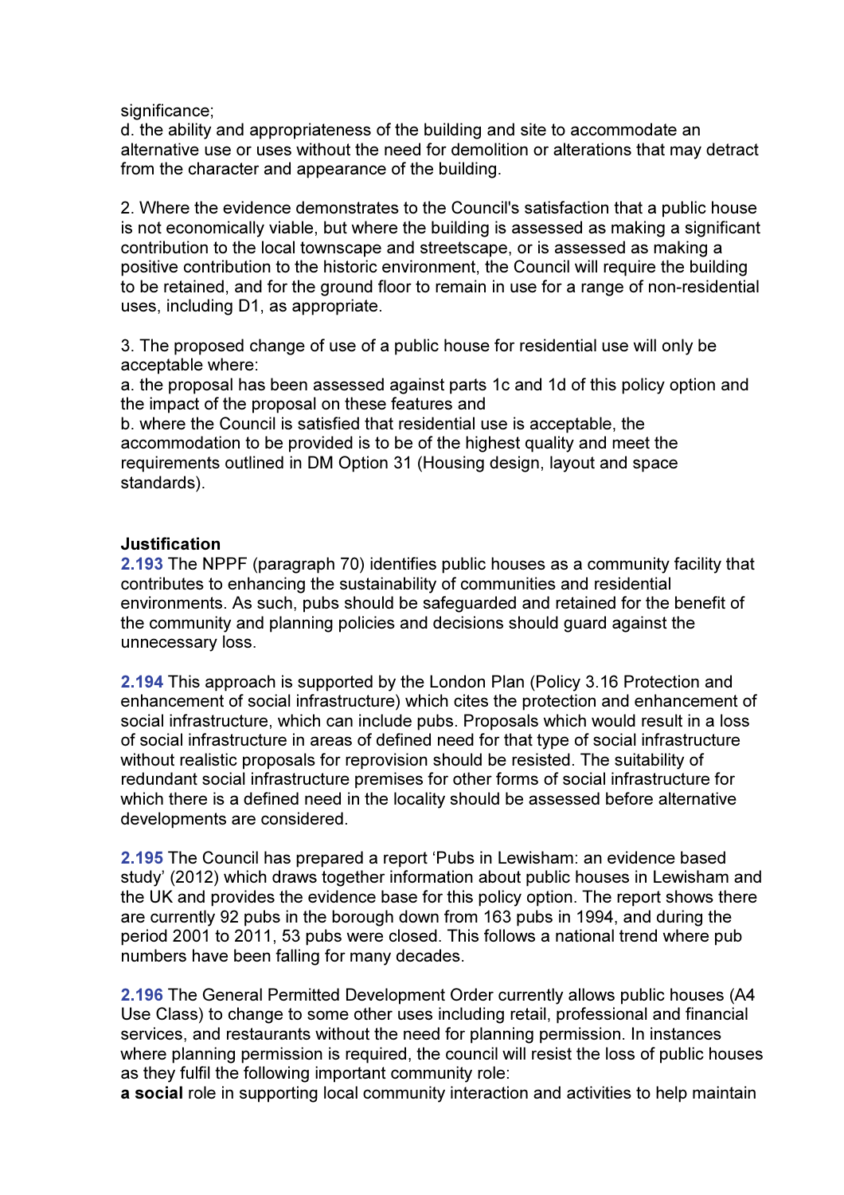significance;
d. the ability and appropriateness of the building and site to accommodate an alternative use or uses without the need for demolition or alterations that may detract from the character and appearance of the building.

2. Where the evidence demonstrates to the Council's satisfaction that a public house is not economically viable, but where the building is assessed as making a significant contribution to the local townscape and streetscape, or is assessed as making a positive contribution to the historic environment, the Council will require the building to be retained, and for the ground floor to remain in use for a range of non-residential uses, including D1, as appropriate.

3. The proposed change of use of a public house for residential use will only be acceptable where:
a. the proposal has been assessed against parts 1c and 1d of this policy option and the impact of the proposal on these features and
b. where the Council is satisfied that residential use is acceptable, the accommodation to be provided is to be of the highest quality and meet the requirements outlined in DM Option 31 (Housing design, layout and space standards).

**Justification**

2.193 The NPPF (paragraph 70) identifies public houses as a community facility that contributes to enhancing the sustainability of communities and residential environments. As such, pubs should be safeguarded and retained for the benefit of the community and planning policies and decisions should guard against the unnecessary loss.

2.194 This approach is supported by the London Plan (Policy 3.16 Protection and enhancement of social infrastructure) which cites the protection and enhancement of social infrastructure, which can include pubs. Proposals which would result in a loss of social infrastructure in areas of defined need for that type of social infrastructure without realistic proposals for reprovision should be resisted. The suitability of redundant social infrastructure premises for other forms of social infrastructure for which there is a defined need in the locality should be assessed before alternative developments are considered.

2.195 The Council has prepared a report 'Pubs in Lewisham: an evidence based study' (2012) which draws together information about public houses in Lewisham and the UK and provides the evidence base for this policy option. The report shows there are currently 92 pubs in the borough down from 163 pubs in 1994, and during the period 2001 to 2011, 53 pubs were closed. This follows a national trend where pub numbers have been falling for many decades.

2.196 The General Permitted Development Order currently allows public houses (A4 Use Class) to change to some other uses including retail, professional and financial services, and restaurants without the need for planning permission. In instances where planning permission is required, the council will resist the loss of public houses as they fulfil the following important community role:
**a social** role in supporting local community interaction and activities to help maintain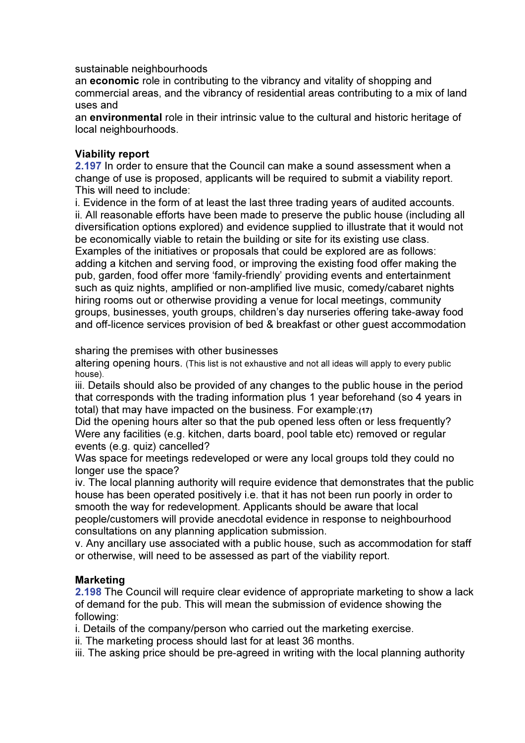sustainable neighbourhoods

an **economic** role in contributing to the vibrancy and vitality of shopping and commercial areas, and the vibrancy of residential areas contributing to a mix of land uses and

an **environmental** role in their intrinsic value to the cultural and historic heritage of local neighbourhoods.

**Viability report**

2.197 In order to ensure that the Council can make a sound assessment when a change of use is proposed, applicants will be required to submit a viability report. This will need to include:

i. Evidence in the form of at least the last three trading years of audited accounts.

ii. All reasonable efforts have been made to preserve the public house (including all diversification options explored) and evidence supplied to illustrate that it would not be economically viable to retain the building or site for its existing use class. Examples of the initiatives or proposals that could be explored are as follows:
adding a kitchen and serving food, or improving the existing food offer making the pub, garden, food offer more 'family-friendly' providing events and entertainment such as quiz nights, amplified or non-amplified live music, comedy/cabaret nights hiring rooms out or otherwise providing a venue for local meetings, community groups, businesses, youth groups, children's day nurseries offering take-away food and off-licence services provision of bed & breakfast or other guest accommodation

sharing the premises with other businesses

altering opening hours. (This list is not exhaustive and not all ideas will apply to every public house).

iii. Details should also be provided of any changes to the public house in the period that corresponds with the trading information plus 1 year beforehand (so 4 years in total) that may have impacted on the business. For example:(17)

Did the opening hours alter so that the pub opened less often or less frequently?

Were any facilities (e.g. kitchen, darts board, pool table etc) removed or regular events (e.g. quiz) cancelled?

Was space for meetings redeveloped or were any local groups told they could no longer use the space?

iv. The local planning authority will require evidence that demonstrates that the public house has been operated positively i.e. that it has not been run poorly in order to smooth the way for redevelopment. Applicants should be aware that local people/customers will provide anecdotal evidence in response to neighbourhood consultations on any planning application submission.

v. Any ancillary use associated with a public house, such as accommodation for staff or otherwise, will need to be assessed as part of the viability report.

**Marketing**

2.198 The Council will require clear evidence of appropriate marketing to show a lack of demand for the pub. This will mean the submission of evidence showing the following:

i. Details of the company/person who carried out the marketing exercise.

ii. The marketing process should last for at least 36 months.

iii. The asking price should be pre-agreed in writing with the local planning authority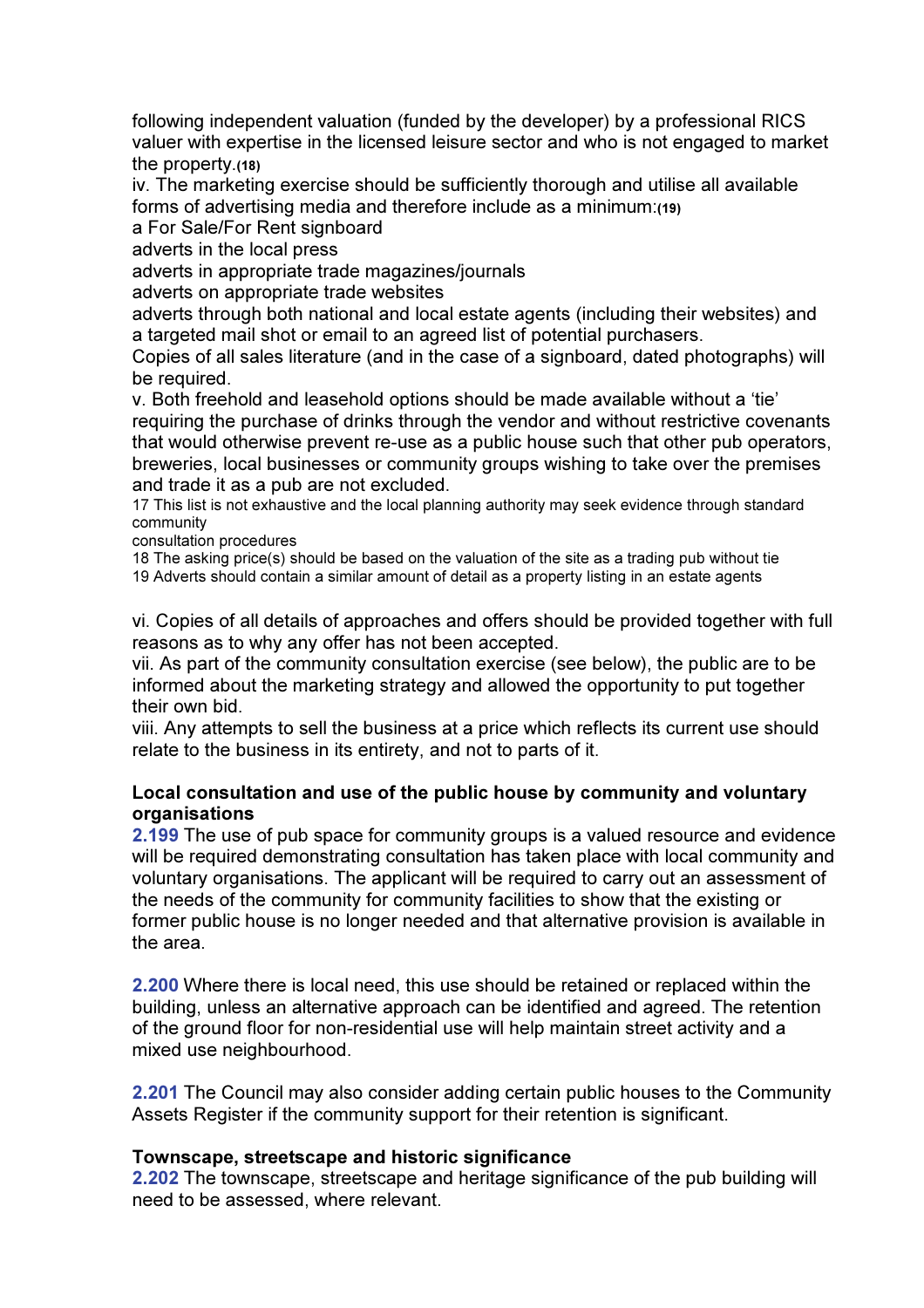following independent valuation (funded by the developer) by a professional RICS valuer with expertise in the licensed leisure sector and who is not engaged to market the property.[18]

iv. The marketing exercise should be sufficiently thorough and utilise all available forms of advertising media and therefore include as a minimum:[19]

- a For Sale/For Rent signboard
- adverts in the local press
- adverts in appropriate trade magazines/journals
- adverts on appropriate trade websites
- adverts through both national and local estate agents (including their websites) and a targeted mail shot or email to an agreed list of potential purchasers.

Copies of all sales literature (and in the case of a signboard, dated photographs) will be required.

v. Both freehold and leasehold options should be made available without a 'tie' requiring the purchase of drinks through the vendor and without restrictive covenants that would otherwise prevent re-use as a public house such that other pub operators, breweries, local businesses or community groups wishing to take over the premises and trade it as a pub are not excluded.

17 This list is not exhaustive and the local planning authority may seek evidence through standard community consultation procedures

18 The asking price(s) should be based on the valuation of the site as a trading pub without tie

19 Adverts should contain a similar amount of detail as a property listing in an estate agents

vi. Copies of all details of approaches and offers should be provided together with full reasons as to why any offer has not been accepted.

vii. As part of the community consultation exercise (see below), the public are to be informed about the marketing strategy and allowed the opportunity to put together their own bid.

viii. Any attempts to sell the business at a price which reflects its current use should relate to the business in its entirety, and not to parts of it.

**Local consultation and use of the public house by community and voluntary organisations**

2.199 The use of pub space for community groups is a valued resource and evidence will be required demonstrating consultation has taken place with local community and voluntary organisations. The applicant will be required to carry out an assessment of the needs of the community for community facilities to show that the existing or former public house is no longer needed and that alternative provision is available in the area.

2.200 Where there is local need, this use should be retained or replaced within the building, unless an alternative approach can be identified and agreed. The retention of the ground floor for non-residential use will help maintain street activity and a mixed use neighbourhood.

2.201 The Council may also consider adding certain public houses to the Community Assets Register if the community support for their retention is significant.

**Townscape, streetscape and historic significance**

2.202 The townscape, streetscape and heritage significance of the pub building will need to be assessed, where relevant.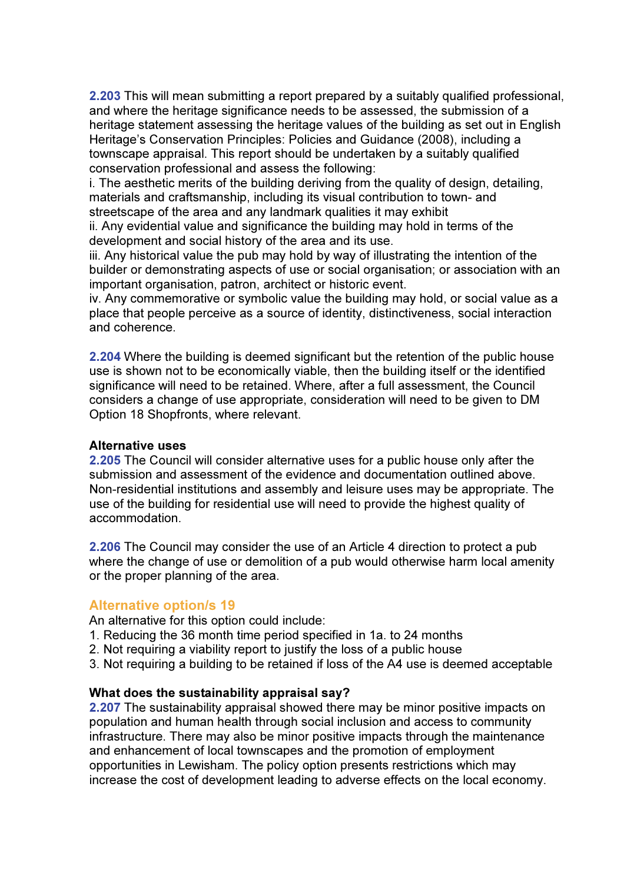**2.203** This will mean submitting a report prepared by a suitably qualified professional, and where the heritage significance needs to be assessed, the submission of a heritage statement assessing the heritage values of the building as set out in English Heritage's Conservation Principles: Policies and Guidance (2008), including a townscape appraisal. This report should be undertaken by a suitably qualified conservation professional and assess the following:

i. The aesthetic merits of the building deriving from the quality of design, detailing, materials and craftsmanship, including its visual contribution to town- and streetscape of the area and any landmark qualities it may exhibit
ii. Any evidential value and significance the building may hold in terms of the development and social history of the area and its use.
iii. Any historical value the pub may hold by way of illustrating the intention of the builder or demonstrating aspects of use or social organisation; or association with an important organisation, patron, architect or historic event.
iv. Any commemorative or symbolic value the building may hold, or social value as a place that people perceive as a source of identity, distinctiveness, social interaction and coherence.

**2.204** Where the building is deemed significant but the retention of the public house use is shown not to be economically viable, then the building itself or the identified significance will need to be retained. Where, after a full assessment, the Council considers a change of use appropriate, consideration will need to be given to DM Option 18 Shopfronts, where relevant.

**Alternative uses**

**2.205** The Council will consider alternative uses for a public house only after the submission and assessment of the evidence and documentation outlined above. Non-residential institutions and assembly and leisure uses may be appropriate. The use of the building for residential use will need to provide the highest quality of accommodation.

**2.206** The Council may consider the use of an Article 4 direction to protect a pub where the change of use or demolition of a pub would otherwise harm local amenity or the proper planning of the area.

## Alternative option/s 19

An alternative for this option could include:

1. Reducing the 36 month time period specified in 1a. to 24 months
2. Not requiring a viability report to justify the loss of a public house
3. Not requiring a building to be retained if loss of the A4 use is deemed acceptable

**What does the sustainability appraisal say?**

**2.207** The sustainability appraisal showed there may be minor positive impacts on population and human health through social inclusion and access to community infrastructure. There may also be minor positive impacts through the maintenance and enhancement of local townscapes and the promotion of employment opportunities in Lewisham. The policy option presents restrictions which may increase the cost of development leading to adverse effects on the local economy.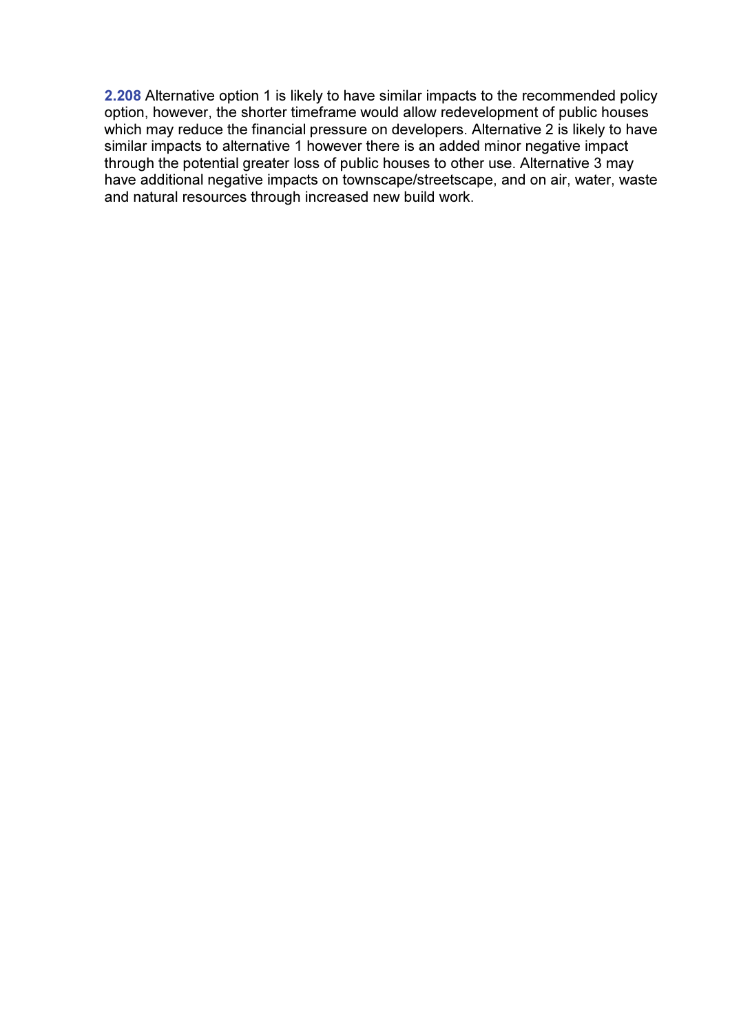**2.208** Alternative option 1 is likely to have similar impacts to the recommended policy option, however, the shorter timeframe would allow redevelopment of public houses which may reduce the financial pressure on developers. Alternative 2 is likely to have similar impacts to alternative 1 however there is an added minor negative impact through the potential greater loss of public houses to other use. Alternative 3 may have additional negative impacts on townscape/streetscape, and on air, water, waste and natural resources through increased new build work.